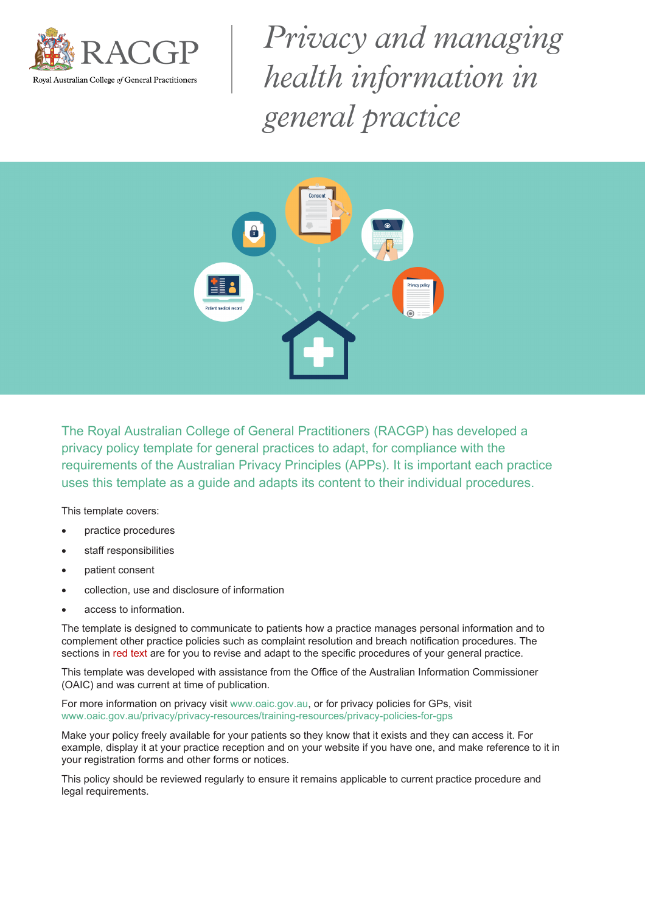RACGP

Royal Australian College *of* General Practitioners

# *Privacy and managing health information in general practice*

The Royal Australian College of General Practitioners (RACGP) has developed a privacy policy template for general practices to adapt, for compliance with the requirements of the Australian Privacy Principles (APPs). It is important each practice uses this template as a guide and adapts its content to their individual procedures.

This template covers:

- practice procedures
- staff responsibilities
- patient consent
- collection, use and disclosure of information
- access to information.

The template is designed to communicate to patients how a practice manages personal information and to complement other practice policies such as complaint resolution and breach notification procedures. The sections in red text are for you to revise and adapt to the specific procedures of your general practice.

This template was developed with assistance from the Office of the Australian Information Commissioner (OAIC) and was current at time of publication.

For more information on privacy visit www.oaic.gov.au, or for privacy policies for GPs, visit www.oaic.gov.au/privacy/privacy-resources/training-resources/privacy-policies-for-gps

Make your policy freely available for your patients so they know that it exists and they can access it. For example, display it at your practice reception and on your website if you have one, and make reference to it in your registration forms and other forms or notices.

This policy should be reviewed regularly to ensure it remains applicable to current practice procedure and legal requirements.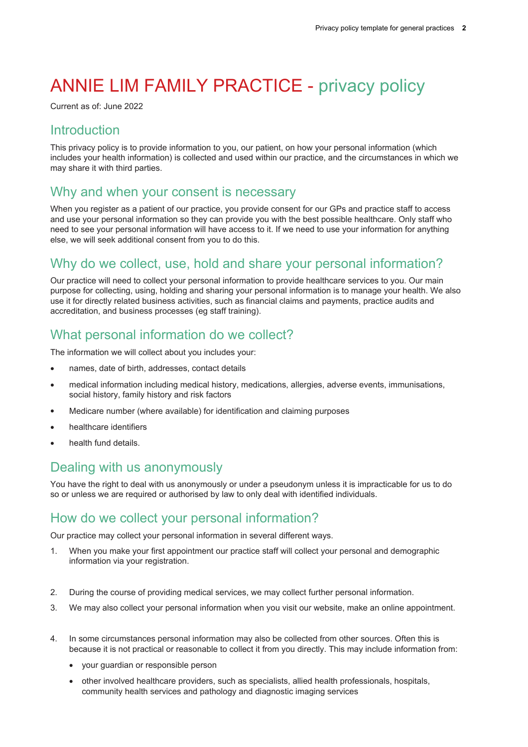# ANNIE LIM FAMILY PRACTICE - privacy policy

Current as of: June 2022

## Introduction

This privacy policy is to provide information to you, our patient, on how your personal information (which includes your health information) is collected and used within our practice, and the circumstances in which we may share it with third parties.

## Why and when your consent is necessary

When you register as a patient of our practice, you provide consent for our GPs and practice staff to access and use your personal information so they can provide you with the best possible healthcare. Only staff who need to see your personal information will have access to it. If we need to use your information for anything else, we will seek additional consent from you to do this.

## Why do we collect, use, hold and share your personal information?

Our practice will need to collect your personal information to provide healthcare services to you. Our main purpose for collecting, using, holding and sharing your personal information is to manage your health. We also use it for directly related business activities, such as financial claims and payments, practice audits and accreditation, and business processes (eg staff training).

## What personal information do we collect?

The information we will collect about you includes your:

- names, date of birth, addresses, contact details
- medical information including medical history, medications, allergies, adverse events, immunisations, social history, family history and risk factors
- Medicare number (where available) for identification and claiming purposes
- healthcare identifiers
- health fund details.

## Dealing with us anonymously

You have the right to deal with us anonymously or under a pseudonym unless it is impracticable for us to do so or unless we are required or authorised by law to only deal with identified individuals.

## How do we collect your personal information?

Our practice may collect your personal information in several different ways.

1. When you make your first appointment our practice staff will collect your personal and demographic information via your registration.
2. During the course of providing medical services, we may collect further personal information.
3. We may also collect your personal information when you visit our website, make an online appointment.
4. In some circumstances personal information may also be collected from other sources. Often this is because it is not practical or reasonable to collect it from you directly. This may include information from:
   - your guardian or responsible person
   - other involved healthcare providers, such as specialists, allied health professionals, hospitals, community health services and pathology and diagnostic imaging services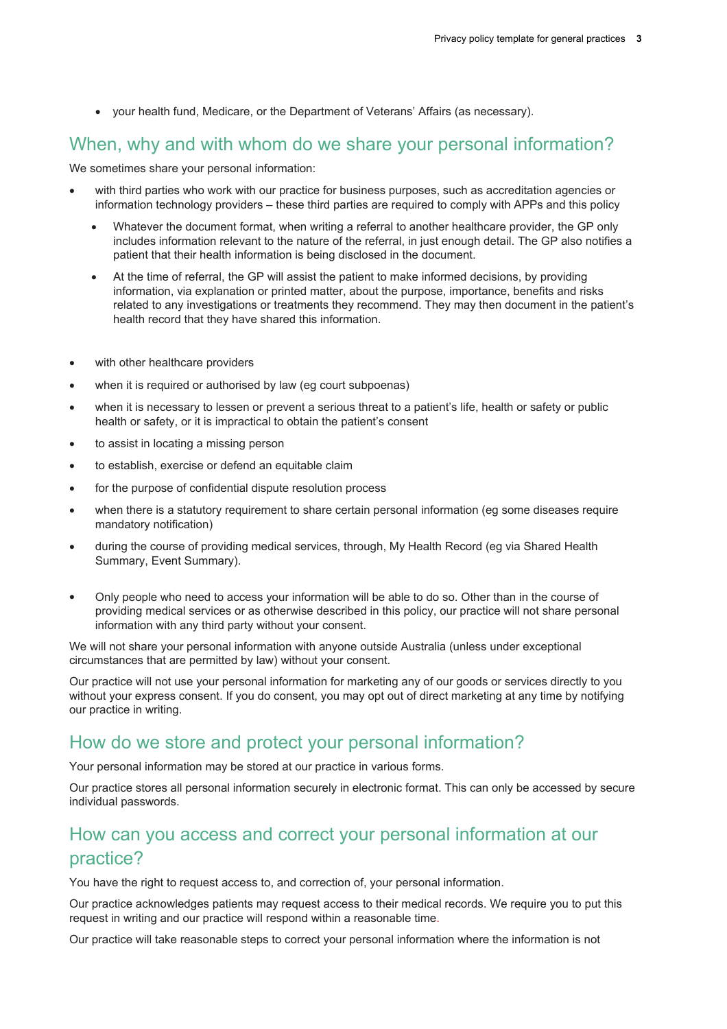- your health fund, Medicare, or the Department of Veterans' Affairs (as necessary).

## When, why and with whom do we share your personal information?

We sometimes share your personal information:

- with third parties who work with our practice for business purposes, such as accreditation agencies or information technology providers – these third parties are required to comply with APPs and this policy
  - Whatever the document format, when writing a referral to another healthcare provider, the GP only includes information relevant to the nature of the referral, in just enough detail. The GP also notifies a patient that their health information is being disclosed in the document.
  - At the time of referral, the GP will assist the patient to make informed decisions, by providing information, via explanation or printed matter, about the purpose, importance, benefits and risks related to any investigations or treatments they recommend. They may then document in the patient's health record that they have shared this information.
- with other healthcare providers
- when it is required or authorised by law (eg court subpoenas)
- when it is necessary to lessen or prevent a serious threat to a patient's life, health or safety or public health or safety, or it is impractical to obtain the patient's consent
- to assist in locating a missing person
- to establish, exercise or defend an equitable claim
- for the purpose of confidential dispute resolution process
- when there is a statutory requirement to share certain personal information (eg some diseases require mandatory notification)
- during the course of providing medical services, through, My Health Record (eg via Shared Health Summary, Event Summary).
- Only people who need to access your information will be able to do so. Other than in the course of providing medical services or as otherwise described in this policy, our practice will not share personal information with any third party without your consent.

We will not share your personal information with anyone outside Australia (unless under exceptional circumstances that are permitted by law) without your consent.

Our practice will not use your personal information for marketing any of our goods or services directly to you without your express consent. If you do consent, you may opt out of direct marketing at any time by notifying our practice in writing.

## How do we store and protect your personal information?

Your personal information may be stored at our practice in various forms.

Our practice stores all personal information securely in electronic format. This can only be accessed by secure individual passwords.

## How can you access and correct your personal information at our practice?

You have the right to request access to, and correction of, your personal information.

Our practice acknowledges patients may request access to their medical records. We require you to put this request in writing and our practice will respond within a reasonable time.

Our practice will take reasonable steps to correct your personal information where the information is not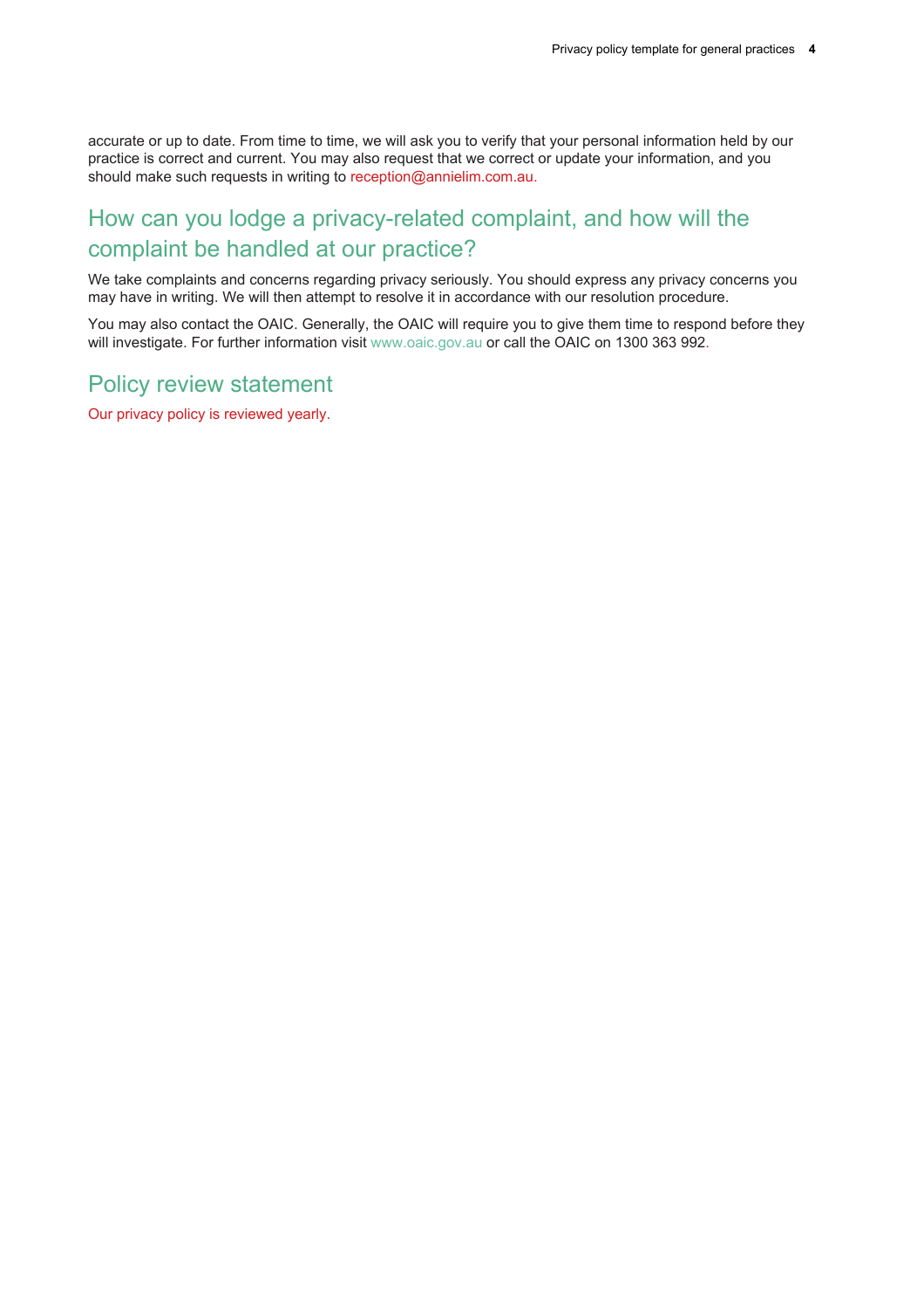accurate or up to date. From time to time, we will ask you to verify that your personal information held by our practice is correct and current. You may also request that we correct or update your information, and you should make such requests in writing to reception@annielim.com.au.

## How can you lodge a privacy-related complaint, and how will the complaint be handled at our practice?

We take complaints and concerns regarding privacy seriously. You should express any privacy concerns you may have in writing. We will then attempt to resolve it in accordance with our resolution procedure.

You may also contact the OAIC. Generally, the OAIC will require you to give them time to respond before they will investigate. For further information visit www.oaic.gov.au or call the OAIC on 1300 363 992.

## Policy review statement

Our privacy policy is reviewed yearly.